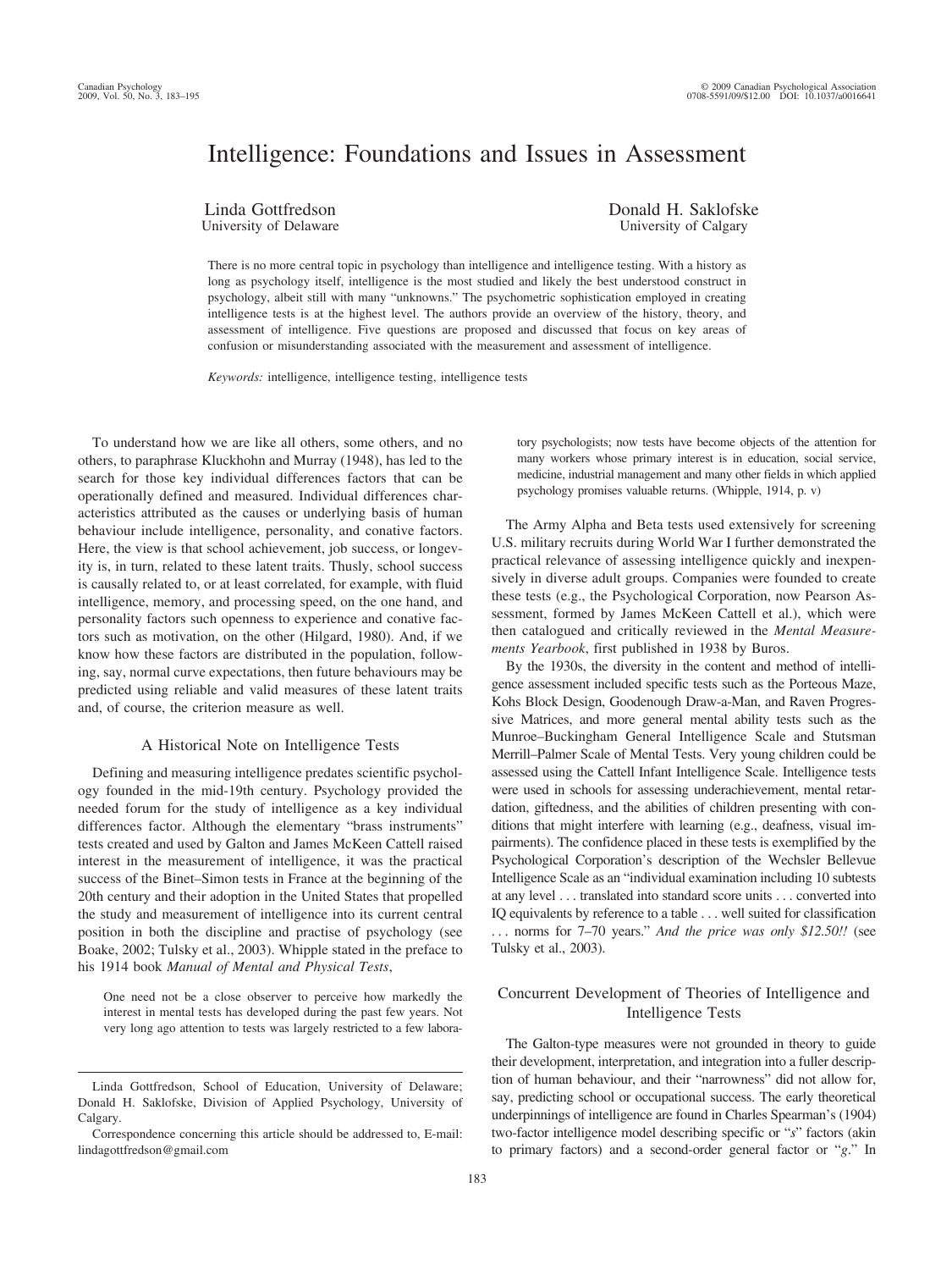# Intelligence: Foundations and Issues in Assessment

Linda Gottfredson
University of Delaware

Donald H. Saklofske
University of Calgary

There is no more central topic in psychology than intelligence and intelligence testing. With a history as long as psychology itself, intelligence is the most studied and likely the best understood construct in psychology, albeit still with many "unknowns." The psychometric sophistication employed in creating intelligence tests is at the highest level. The authors provide an overview of the history, theory, and assessment of intelligence. Five questions are proposed and discussed that focus on key areas of confusion or misunderstanding associated with the measurement and assessment of intelligence.

*Keywords:* intelligence, intelligence testing, intelligence tests

To understand how we are like all others, some others, and no others, to paraphrase Kluckhohn and Murray (1948), has led to the search for those key individual differences factors that can be operationally defined and measured. Individual differences characteristics attributed as the causes or underlying basis of human behaviour include intelligence, personality, and conative factors. Here, the view is that school achievement, job success, or longevity is, in turn, related to these latent traits. Thusly, school success is causally related to, or at least correlated, for example, with fluid intelligence, memory, and processing speed, on the one hand, and personality factors such openness to experience and conative factors such as motivation, on the other (Hilgard, 1980). And, if we know how these factors are distributed in the population, following, say, normal curve expectations, then future behaviours may be predicted using reliable and valid measures of these latent traits and, of course, the criterion measure as well.

## A Historical Note on Intelligence Tests

Defining and measuring intelligence predates scientific psychology founded in the mid-19th century. Psychology provided the needed forum for the study of intelligence as a key individual differences factor. Although the elementary "brass instruments" tests created and used by Galton and James McKeen Cattell raised interest in the measurement of intelligence, it was the practical success of the Binet–Simon tests in France at the beginning of the 20th century and their adoption in the United States that propelled the study and measurement of intelligence into its current central position in both the discipline and practise of psychology (see Boake, 2002; Tulsky et al., 2003). Whipple stated in the preface to his 1914 book *Manual of Mental and Physical Tests*,

> One need not be a close observer to perceive how markedly the interest in mental tests has developed during the past few years. Not very long ago attention to tests was largely restricted to a few laboratory psychologists; now tests have become objects of the attention for many workers whose primary interest is in education, social service, medicine, industrial management and many other fields in which applied psychology promises valuable returns. (Whipple, 1914, p. v)

The Army Alpha and Beta tests used extensively for screening U.S. military recruits during World War I further demonstrated the practical relevance of assessing intelligence quickly and inexpensively in diverse adult groups. Companies were founded to create these tests (e.g., the Psychological Corporation, now Pearson Assessment, formed by James McKeen Cattell et al.), which were then catalogued and critically reviewed in the *Mental Measurements Yearbook*, first published in 1938 by Buros.

By the 1930s, the diversity in the content and method of intelligence assessment included specific tests such as the Porteous Maze, Kohs Block Design, Goodenough Draw-a-Man, and Raven Progressive Matrices, and more general mental ability tests such as the Munroe–Buckingham General Intelligence Scale and Stutsman Merrill–Palmer Scale of Mental Tests. Very young children could be assessed using the Cattell Infant Intelligence Scale. Intelligence tests were used in schools for assessing underachievement, mental retardation, giftedness, and the abilities of children presenting with conditions that might interfere with learning (e.g., deafness, visual impairments). The confidence placed in these tests is exemplified by the Psychological Corporation's description of the Wechsler Bellevue Intelligence Scale as an "individual examination including 10 subtests at any level . . . translated into standard score units . . . converted into IQ equivalents by reference to a table . . . well suited for classification . . . norms for 7–70 years." *And the price was only $12.50!!* (see Tulsky et al., 2003).

## Concurrent Development of Theories of Intelligence and Intelligence Tests

The Galton-type measures were not grounded in theory to guide their development, interpretation, and integration into a fuller description of human behaviour, and their "narrowness" did not allow for, say, predicting school or occupational success. The early theoretical underpinnings of intelligence are found in Charles Spearman's (1904) two-factor intelligence model describing specific or "*s*" factors (akin to primary factors) and a second-order general factor or "*g*." In

---

Linda Gottfredson, School of Education, University of Delaware; Donald H. Saklofske, Division of Applied Psychology, University of Calgary.

Correspondence concerning this article should be addressed to, E-mail: lindagottfredson@gmail.com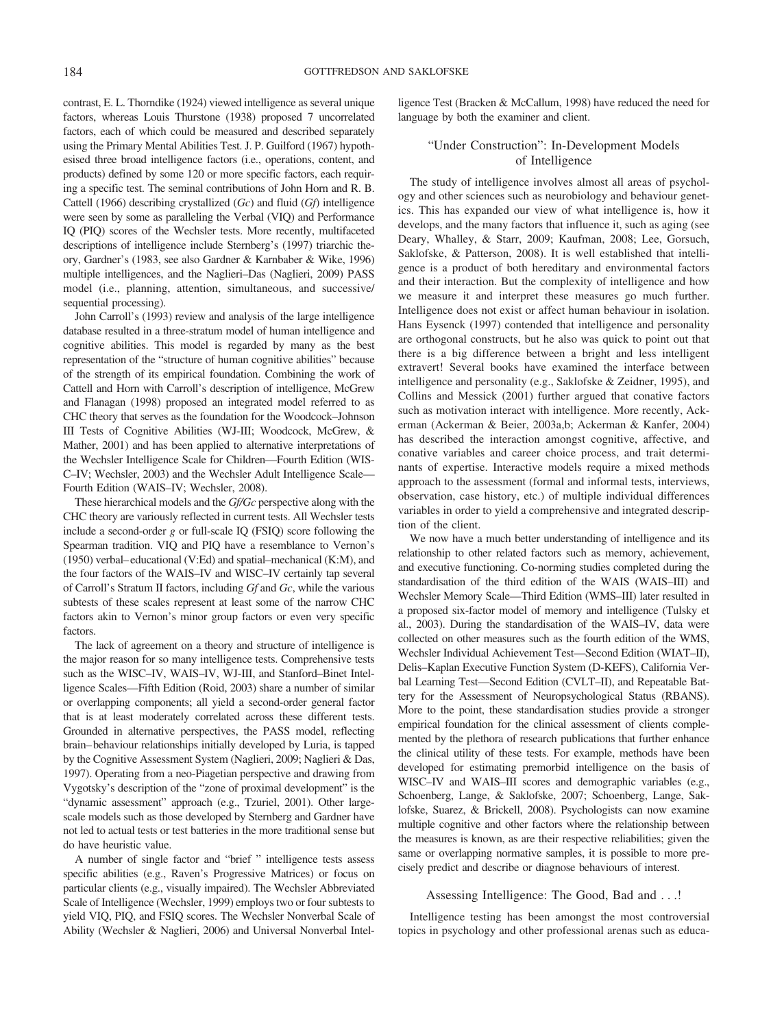contrast, E. L. Thorndike (1924) viewed intelligence as several unique factors, whereas Louis Thurstone (1938) proposed 7 uncorrelated factors, each of which could be measured and described separately using the Primary Mental Abilities Test. J. P. Guilford (1967) hypothesised three broad intelligence factors (i.e., operations, content, and products) defined by some 120 or more specific factors, each requiring a specific test. The seminal contributions of John Horn and R. B. Cattell (1966) describing crystallized (*Gc*) and fluid (*Gf*) intelligence were seen by some as paralleling the Verbal (VIQ) and Performance IQ (PIQ) scores of the Wechsler tests. More recently, multifaceted descriptions of intelligence include Sternberg's (1997) triarchic theory, Gardner's (1983, see also Gardner & Karnbaber & Wike, 1996) multiple intelligences, and the Naglieri–Das (Naglieri, 2009) PASS model (i.e., planning, attention, simultaneous, and successive/sequential processing).

John Carroll's (1993) review and analysis of the large intelligence database resulted in a three-stratum model of human intelligence and cognitive abilities. This model is regarded by many as the best representation of the "structure of human cognitive abilities" because of the strength of its empirical foundation. Combining the work of Cattell and Horn with Carroll's description of intelligence, McGrew and Flanagan (1998) proposed an integrated model referred to as CHC theory that serves as the foundation for the Woodcock–Johnson III Tests of Cognitive Abilities (WJ-III; Woodcock, McGrew, & Mather, 2001) and has been applied to alternative interpretations of the Wechsler Intelligence Scale for Children—Fourth Edition (WISC–IV; Wechsler, 2003) and the Wechsler Adult Intelligence Scale—Fourth Edition (WAIS–IV; Wechsler, 2008).

These hierarchical models and the *Gf/Gc* perspective along with the CHC theory are variously reflected in current tests. All Wechsler tests include a second-order *g* or full-scale IQ (FSIQ) score following the Spearman tradition. VIQ and PIQ have a resemblance to Vernon's (1950) verbal–educational (V:Ed) and spatial–mechanical (K:M), and the four factors of the WAIS–IV and WISC–IV certainly tap several of Carroll's Stratum II factors, including *Gf* and *Gc*, while the various subtests of these scales represent at least some of the narrow CHC factors akin to Vernon's minor group factors or even very specific factors.

The lack of agreement on a theory and structure of intelligence is the major reason for so many intelligence tests. Comprehensive tests such as the WISC–IV, WAIS–IV, WJ-III, and Stanford–Binet Intelligence Scales—Fifth Edition (Roid, 2003) share a number of similar or overlapping components; all yield a second-order general factor that is at least moderately correlated across these different tests. Grounded in alternative perspectives, the PASS model, reflecting brain–behaviour relationships initially developed by Luria, is tapped by the Cognitive Assessment System (Naglieri, 2009; Naglieri & Das, 1997). Operating from a neo-Piagetian perspective and drawing from Vygotsky's description of the "zone of proximal development" is the "dynamic assessment" approach (e.g., Tzuriel, 2001). Other large-scale models such as those developed by Sternberg and Gardner have not led to actual tests or test batteries in the more traditional sense but do have heuristic value.

A number of single factor and "brief " intelligence tests assess specific abilities (e.g., Raven's Progressive Matrices) or focus on particular clients (e.g., visually impaired). The Wechsler Abbreviated Scale of Intelligence (Wechsler, 1999) employs two or four subtests to yield VIQ, PIQ, and FSIQ scores. The Wechsler Nonverbal Scale of Ability (Wechsler & Naglieri, 2006) and Universal Nonverbal Intelligence Test (Bracken & McCallum, 1998) have reduced the need for language by both the examiner and client.

## "Under Construction": In-Development Models of Intelligence

The study of intelligence involves almost all areas of psychology and other sciences such as neurobiology and behaviour genetics. This has expanded our view of what intelligence is, how it develops, and the many factors that influence it, such as aging (see Deary, Whalley, & Starr, 2009; Kaufman, 2008; Lee, Gorsuch, Saklofske, & Patterson, 2008). It is well established that intelligence is a product of both hereditary and environmental factors and their interaction. But the complexity of intelligence and how we measure it and interpret these measures go much further. Intelligence does not exist or affect human behaviour in isolation. Hans Eysenck (1997) contended that intelligence and personality are orthogonal constructs, but he also was quick to point out that there is a big difference between a bright and less intelligent extravert! Several books have examined the interface between intelligence and personality (e.g., Saklofske & Zeidner, 1995), and Collins and Messick (2001) further argued that conative factors such as motivation interact with intelligence. More recently, Ackerman (Ackerman & Beier, 2003a,b; Ackerman & Kanfer, 2004) has described the interaction amongst cognitive, affective, and conative variables and career choice process, and trait determinants of expertise. Interactive models require a mixed methods approach to the assessment (formal and informal tests, interviews, observation, case history, etc.) of multiple individual differences variables in order to yield a comprehensive and integrated description of the client.

We now have a much better understanding of intelligence and its relationship to other related factors such as memory, achievement, and executive functioning. Co-norming studies completed during the standardisation of the third edition of the WAIS (WAIS–III) and Wechsler Memory Scale—Third Edition (WMS–III) later resulted in a proposed six-factor model of memory and intelligence (Tulsky et al., 2003). During the standardisation of the WAIS–IV, data were collected on other measures such as the fourth edition of the WMS, Wechsler Individual Achievement Test—Second Edition (WIAT–II), Delis–Kaplan Executive Function System (D-KEFS), California Verbal Learning Test—Second Edition (CVLT–II), and Repeatable Battery for the Assessment of Neuropsychological Status (RBANS). More to the point, these standardisation studies provide a stronger empirical foundation for the clinical assessment of clients complemented by the plethora of research publications that further enhance the clinical utility of these tests. For example, methods have been developed for estimating premorbid intelligence on the basis of WISC–IV and WAIS–III scores and demographic variables (e.g., Schoenberg, Lange, & Saklofske, 2007; Schoenberg, Lange, Saklofske, Suarez, & Brickell, 2008). Psychologists can now examine multiple cognitive and other factors where the relationship between the measures is known, as are their respective reliabilities; given the same or overlapping normative samples, it is possible to more precisely predict and describe or diagnose behaviours of interest.

## Assessing Intelligence: The Good, Bad and . . .!

Intelligence testing has been amongst the most controversial topics in psychology and other professional arenas such as educa-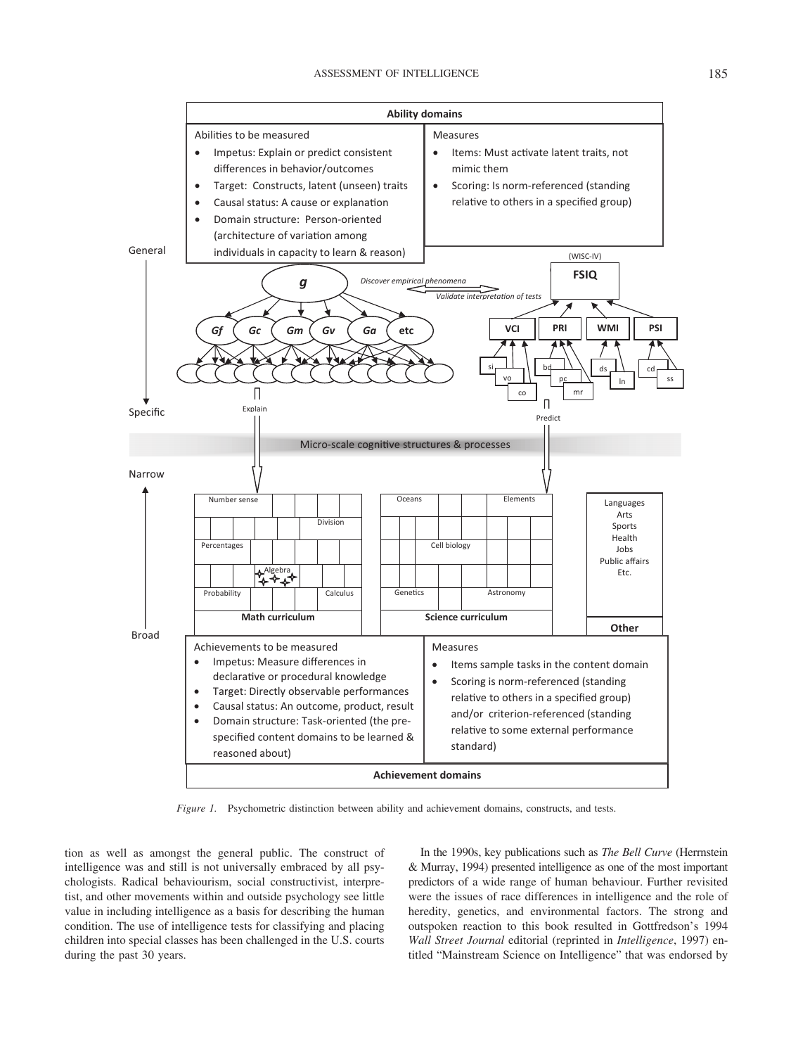Ability domains

Abilities to be measured

- Impetus: Explain or predict consistent differences in behavior/outcomes
- Target: Constructs, latent (unseen) traits
- Causal status: A cause or explanation
- Domain structure: Person-oriented (architecture of variation among individuals in capacity to learn & reason)

Measures

- Items: Must activate latent traits, not mimic them
- Scoring: Is norm-referenced (standing relative to others in a specified group)

General

Specific

g

Gf Gc Gm Gv Ga etc

Discover empirical phenomena

Validate interpretation of tests

(WISC-IV)

FSIQ

VCI PRI WMI PSI

si vo co bd pc mr ds ln cd ss

Explain

Predict

Micro-scale cognitive structures & processes

Narrow

Broad

Number sense
Division
Percentages
Algebra
Probability
Calculus
Math curriculum

Oceans
Elements
Cell biology
Genetics
Astronomy
Science curriculum

Languages
Arts
Sports
Health
Jobs
Public affairs
Etc.
Other

Achievements to be measured

- Impetus: Measure differences in declarative or procedural knowledge
- Target: Directly observable performances
- Causal status: An outcome, product, result
- Domain structure: Task-oriented (the pre-specified content domains to be learned & reasoned about)

Measures

- Items sample tasks in the content domain
- Scoring is norm-referenced (standing relative to others in a specified group) and/or criterion-referenced (standing relative to some external performance standard)

Achievement domains

*Figure 1.* Psychometric distinction between ability and achievement domains, constructs, and tests.

tion as well as amongst the general public. The construct of intelligence was and still is not universally embraced by all psychologists. Radical behaviourism, social constructivist, interpretist, and other movements within and outside psychology see little value in including intelligence as a basis for describing the human condition. The use of intelligence tests for classifying and placing children into special classes has been challenged in the U.S. courts during the past 30 years.

In the 1990s, key publications such as *The Bell Curve* (Herrnstein & Murray, 1994) presented intelligence as one of the most important predictors of a wide range of human behaviour. Further revisited were the issues of race differences in intelligence and the role of heredity, genetics, and environmental factors. The strong and outspoken reaction to this book resulted in Gottfredson's 1994 *Wall Street Journal* editorial (reprinted in *Intelligence*, 1997) entitled "Mainstream Science on Intelligence" that was endorsed by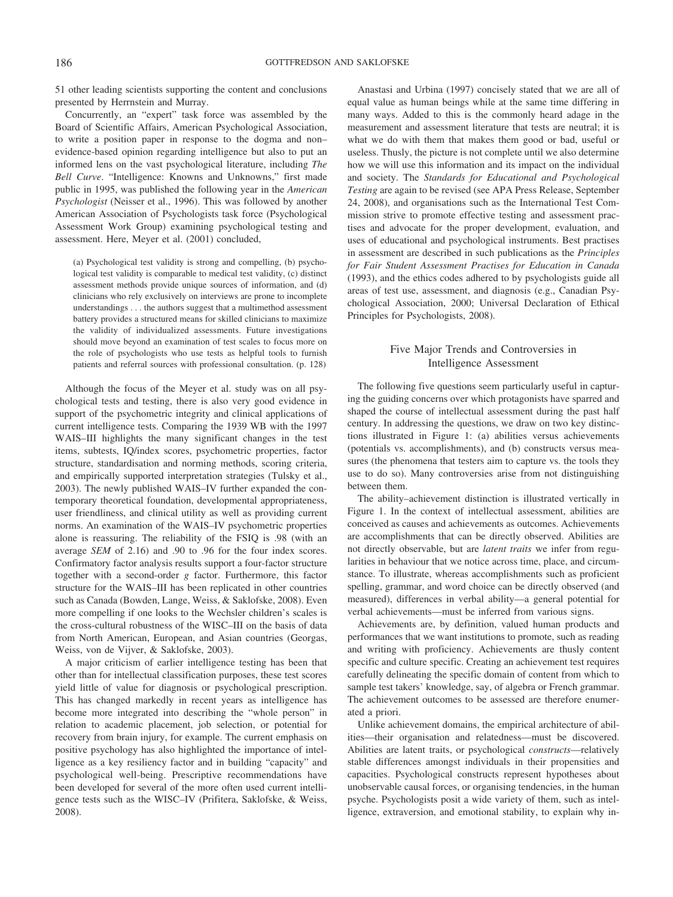51 other leading scientists supporting the content and conclusions presented by Herrnstein and Murray.

Concurrently, an "expert" task force was assembled by the Board of Scientific Affairs, American Psychological Association, to write a position paper in response to the dogma and non–evidence-based opinion regarding intelligence but also to put an informed lens on the vast psychological literature, including *The Bell Curve*. "Intelligence: Knowns and Unknowns," first made public in 1995, was published the following year in the *American Psychologist* (Neisser et al., 1996). This was followed by another American Association of Psychologists task force (Psychological Assessment Work Group) examining psychological testing and assessment. Here, Meyer et al. (2001) concluded,

> (a) Psychological test validity is strong and compelling, (b) psychological test validity is comparable to medical test validity, (c) distinct assessment methods provide unique sources of information, and (d) clinicians who rely exclusively on interviews are prone to incomplete understandings . . . the authors suggest that a multimethod assessment battery provides a structured means for skilled clinicians to maximize the validity of individualized assessments. Future investigations should move beyond an examination of test scales to focus more on the role of psychologists who use tests as helpful tools to furnish patients and referral sources with professional consultation. (p. 128)

Although the focus of the Meyer et al. study was on all psychological tests and testing, there is also very good evidence in support of the psychometric integrity and clinical applications of current intelligence tests. Comparing the 1939 WB with the 1997 WAIS–III highlights the many significant changes in the test items, subtests, IQ/index scores, psychometric properties, factor structure, standardisation and norming methods, scoring criteria, and empirically supported interpretation strategies (Tulsky et al., 2003). The newly published WAIS–IV further expanded the contemporary theoretical foundation, developmental appropriateness, user friendliness, and clinical utility as well as providing current norms. An examination of the WAIS–IV psychometric properties alone is reassuring. The reliability of the FSIQ is .98 (with an average *SEM* of 2.16) and .90 to .96 for the four index scores. Confirmatory factor analysis results support a four-factor structure together with a second-order *g* factor. Furthermore, this factor structure for the WAIS–III has been replicated in other countries such as Canada (Bowden, Lange, Weiss, & Saklofske, 2008). Even more compelling if one looks to the Wechsler children's scales is the cross-cultural robustness of the WISC–III on the basis of data from North American, European, and Asian countries (Georgas, Weiss, von de Vijver, & Saklofske, 2003).

A major criticism of earlier intelligence testing has been that other than for intellectual classification purposes, these test scores yield little of value for diagnosis or psychological prescription. This has changed markedly in recent years as intelligence has become more integrated into describing the "whole person" in relation to academic placement, job selection, or potential for recovery from brain injury, for example. The current emphasis on positive psychology has also highlighted the importance of intelligence as a key resiliency factor and in building "capacity" and psychological well-being. Prescriptive recommendations have been developed for several of the more often used current intelligence tests such as the WISC–IV (Prifitera, Saklofske, & Weiss, 2008).

Anastasi and Urbina (1997) concisely stated that we are all of equal value as human beings while at the same time differing in many ways. Added to this is the commonly heard adage in the measurement and assessment literature that tests are neutral; it is what we do with them that makes them good or bad, useful or useless. Thusly, the picture is not complete until we also determine how we will use this information and its impact on the individual and society. The *Standards for Educational and Psychological Testing* are again to be revised (see APA Press Release, September 24, 2008), and organisations such as the International Test Commission strive to promote effective testing and assessment practises and advocate for the proper development, evaluation, and uses of educational and psychological instruments. Best practises in assessment are described in such publications as the *Principles for Fair Student Assessment Practises for Education in Canada* (1993), and the ethics codes adhered to by psychologists guide all areas of test use, assessment, and diagnosis (e.g., Canadian Psychological Association, 2000; Universal Declaration of Ethical Principles for Psychologists, 2008).

## Five Major Trends and Controversies in Intelligence Assessment

The following five questions seem particularly useful in capturing the guiding concerns over which protagonists have sparred and shaped the course of intellectual assessment during the past half century. In addressing the questions, we draw on two key distinctions illustrated in Figure 1: (a) abilities versus achievements (potentials vs. accomplishments), and (b) constructs versus measures (the phenomena that testers aim to capture vs. the tools they use to do so). Many controversies arise from not distinguishing between them.

The ability–achievement distinction is illustrated vertically in Figure 1. In the context of intellectual assessment, abilities are conceived as causes and achievements as outcomes. Achievements are accomplishments that can be directly observed. Abilities are not directly observable, but are *latent traits* we infer from regularities in behaviour that we notice across time, place, and circumstance. To illustrate, whereas accomplishments such as proficient spelling, grammar, and word choice can be directly observed (and measured), differences in verbal ability—a general potential for verbal achievements—must be inferred from various signs.

Achievements are, by definition, valued human products and performances that we want institutions to promote, such as reading and writing with proficiency. Achievements are thusly content specific and culture specific. Creating an achievement test requires carefully delineating the specific domain of content from which to sample test takers' knowledge, say, of algebra or French grammar. The achievement outcomes to be assessed are therefore enumerated a priori.

Unlike achievement domains, the empirical architecture of abilities—their organisation and relatedness—must be discovered. Abilities are latent traits, or psychological *constructs*—relatively stable differences amongst individuals in their propensities and capacities. Psychological constructs represent hypotheses about unobservable causal forces, or organising tendencies, in the human psyche. Psychologists posit a wide variety of them, such as intelligence, extraversion, and emotional stability, to explain why in-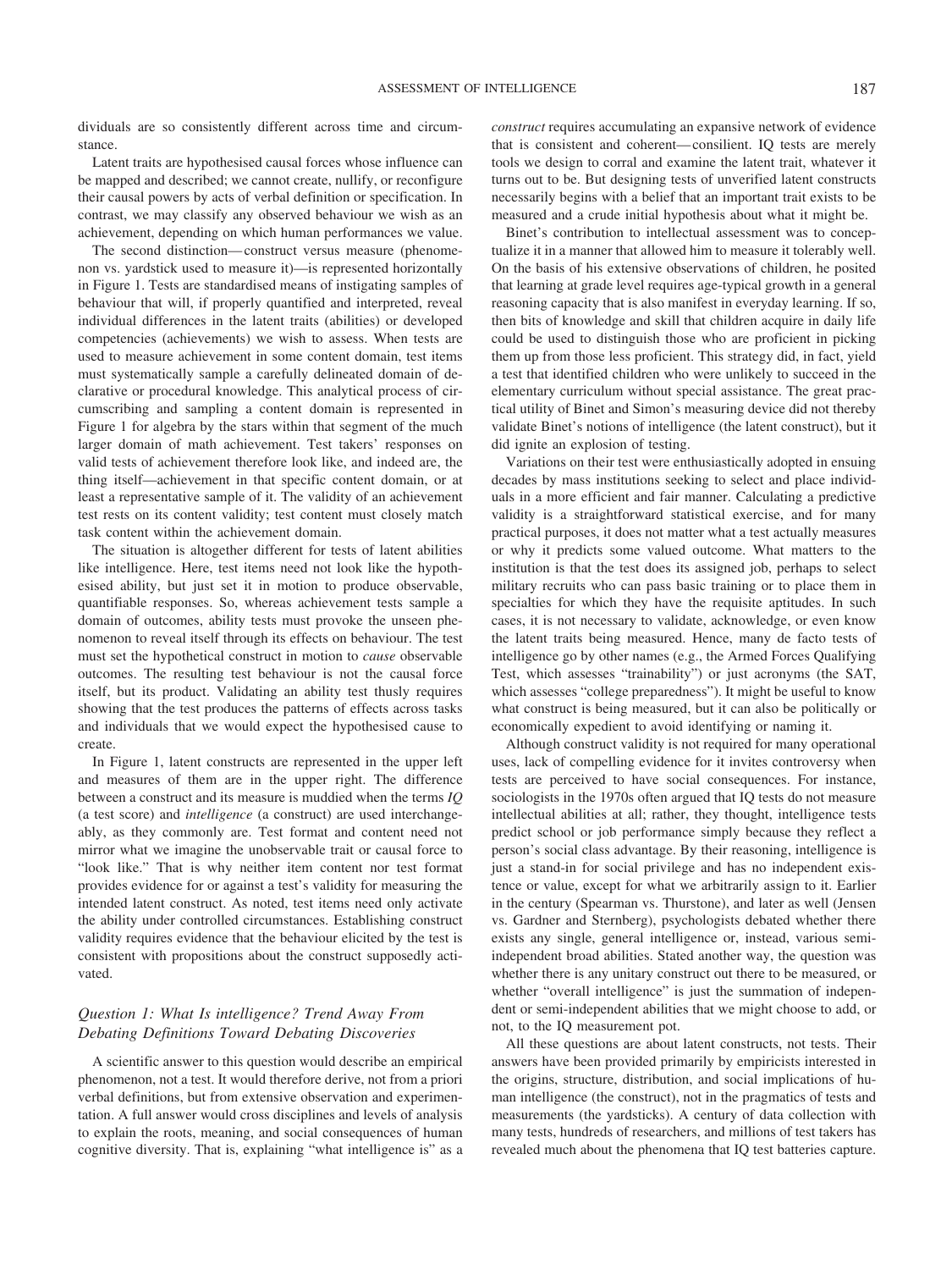dividuals are so consistently different across time and circumstance.

Latent traits are hypothesised causal forces whose influence can be mapped and described; we cannot create, nullify, or reconfigure their causal powers by acts of verbal definition or specification. In contrast, we may classify any observed behaviour we wish as an achievement, depending on which human performances we value.

The second distinction—construct versus measure (phenomenon vs. yardstick used to measure it)—is represented horizontally in Figure 1. Tests are standardised means of instigating samples of behaviour that will, if properly quantified and interpreted, reveal individual differences in the latent traits (abilities) or developed competencies (achievements) we wish to assess. When tests are used to measure achievement in some content domain, test items must systematically sample a carefully delineated domain of declarative or procedural knowledge. This analytical process of circumscribing and sampling a content domain is represented in Figure 1 for algebra by the stars within that segment of the much larger domain of math achievement. Test takers' responses on valid tests of achievement therefore look like, and indeed are, the thing itself—achievement in that specific content domain, or at least a representative sample of it. The validity of an achievement test rests on its content validity; test content must closely match task content within the achievement domain.

The situation is altogether different for tests of latent abilities like intelligence. Here, test items need not look like the hypothesised ability, but just set it in motion to produce observable, quantifiable responses. So, whereas achievement tests sample a domain of outcomes, ability tests must provoke the unseen phenomenon to reveal itself through its effects on behaviour. The test must set the hypothetical construct in motion to *cause* observable outcomes. The resulting test behaviour is not the causal force itself, but its product. Validating an ability test thusly requires showing that the test produces the patterns of effects across tasks and individuals that we would expect the hypothesised cause to create.

In Figure 1, latent constructs are represented in the upper left and measures of them are in the upper right. The difference between a construct and its measure is muddied when the terms *IQ* (a test score) and *intelligence* (a construct) are used interchangeably, as they commonly are. Test format and content need not mirror what we imagine the unobservable trait or causal force to "look like." That is why neither item content nor test format provides evidence for or against a test's validity for measuring the intended latent construct. As noted, test items need only activate the ability under controlled circumstances. Establishing construct validity requires evidence that the behaviour elicited by the test is consistent with propositions about the construct supposedly activated.

### *Question 1: What Is intelligence? Trend Away From Debating Definitions Toward Debating Discoveries*

A scientific answer to this question would describe an empirical phenomenon, not a test. It would therefore derive, not from a priori verbal definitions, but from extensive observation and experimentation. A full answer would cross disciplines and levels of analysis to explain the roots, meaning, and social consequences of human cognitive diversity. That is, explaining "what intelligence is" as a *construct* requires accumulating an expansive network of evidence that is consistent and coherent—consilient. IQ tests are merely tools we design to corral and examine the latent trait, whatever it turns out to be. But designing tests of unverified latent constructs necessarily begins with a belief that an important trait exists to be measured and a crude initial hypothesis about what it might be.

Binet's contribution to intellectual assessment was to conceptualize it in a manner that allowed him to measure it tolerably well. On the basis of his extensive observations of children, he posited that learning at grade level requires age-typical growth in a general reasoning capacity that is also manifest in everyday learning. If so, then bits of knowledge and skill that children acquire in daily life could be used to distinguish those who are proficient in picking them up from those less proficient. This strategy did, in fact, yield a test that identified children who were unlikely to succeed in the elementary curriculum without special assistance. The great practical utility of Binet and Simon's measuring device did not thereby validate Binet's notions of intelligence (the latent construct), but it did ignite an explosion of testing.

Variations on their test were enthusiastically adopted in ensuing decades by mass institutions seeking to select and place individuals in a more efficient and fair manner. Calculating a predictive validity is a straightforward statistical exercise, and for many practical purposes, it does not matter what a test actually measures or why it predicts some valued outcome. What matters to the institution is that the test does its assigned job, perhaps to select military recruits who can pass basic training or to place them in specialties for which they have the requisite aptitudes. In such cases, it is not necessary to validate, acknowledge, or even know the latent traits being measured. Hence, many de facto tests of intelligence go by other names (e.g., the Armed Forces Qualifying Test, which assesses "trainability") or just acronyms (the SAT, which assesses "college preparedness"). It might be useful to know what construct is being measured, but it can also be politically or economically expedient to avoid identifying or naming it.

Although construct validity is not required for many operational uses, lack of compelling evidence for it invites controversy when tests are perceived to have social consequences. For instance, sociologists in the 1970s often argued that IQ tests do not measure intellectual abilities at all; rather, they thought, intelligence tests predict school or job performance simply because they reflect a person's social class advantage. By their reasoning, intelligence is just a stand-in for social privilege and has no independent existence or value, except for what we arbitrarily assign to it. Earlier in the century (Spearman vs. Thurstone), and later as well (Jensen vs. Gardner and Sternberg), psychologists debated whether there exists any single, general intelligence or, instead, various semi-independent broad abilities. Stated another way, the question was whether there is any unitary construct out there to be measured, or whether "overall intelligence" is just the summation of independent or semi-independent abilities that we might choose to add, or not, to the IQ measurement pot.

All these questions are about latent constructs, not tests. Their answers have been provided primarily by empiricists interested in the origins, structure, distribution, and social implications of human intelligence (the construct), not in the pragmatics of tests and measurements (the yardsticks). A century of data collection with many tests, hundreds of researchers, and millions of test takers has revealed much about the phenomena that IQ test batteries capture.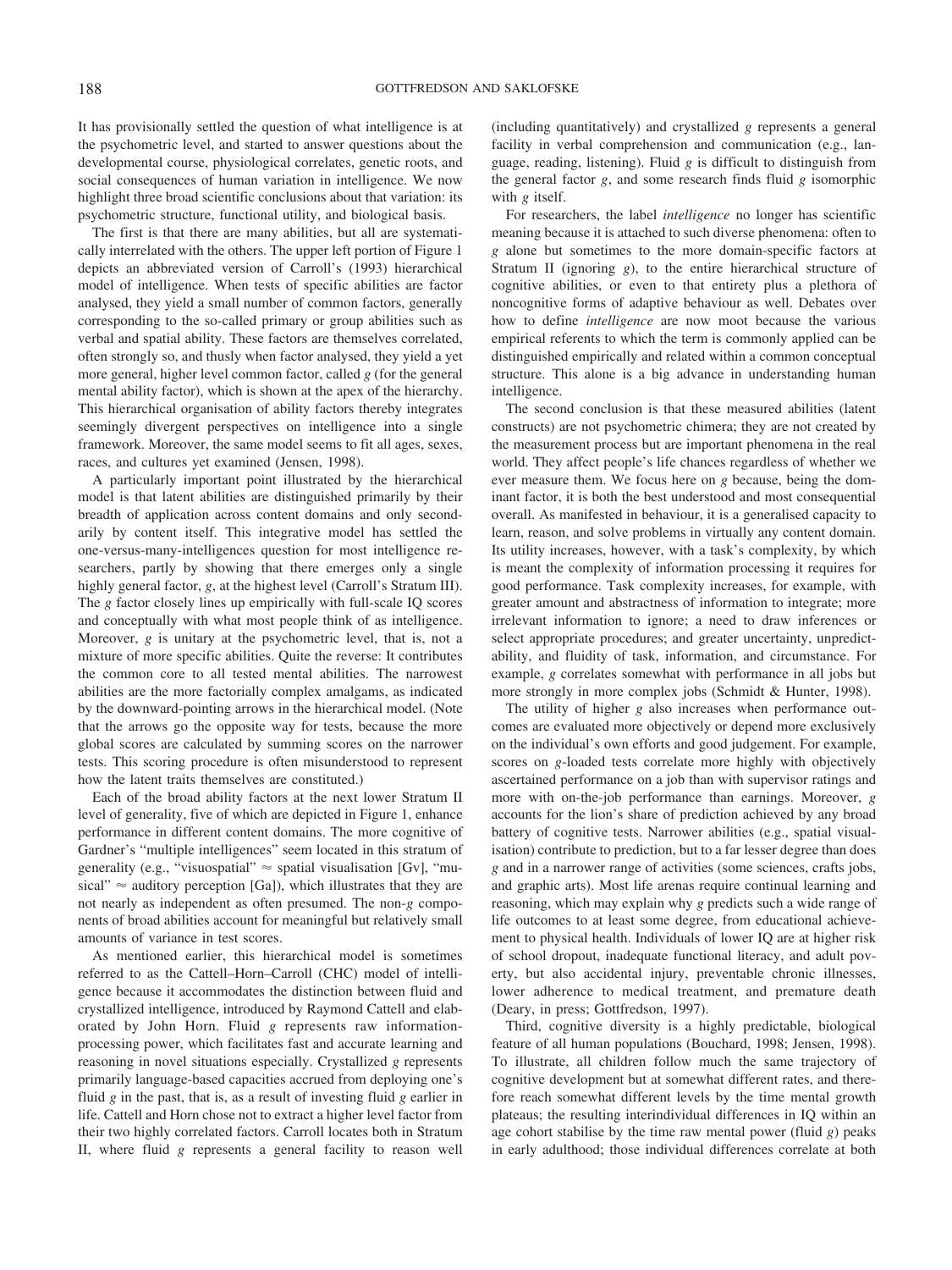It has provisionally settled the question of what intelligence is at the psychometric level, and started to answer questions about the developmental course, physiological correlates, genetic roots, and social consequences of human variation in intelligence. We now highlight three broad scientific conclusions about that variation: its psychometric structure, functional utility, and biological basis.

The first is that there are many abilities, but all are systematically interrelated with the others. The upper left portion of Figure 1 depicts an abbreviated version of Carroll's (1993) hierarchical model of intelligence. When tests of specific abilities are factor analysed, they yield a small number of common factors, generally corresponding to the so-called primary or group abilities such as verbal and spatial ability. These factors are themselves correlated, often strongly so, and thusly when factor analysed, they yield a yet more general, higher level common factor, called *g* (for the general mental ability factor), which is shown at the apex of the hierarchy. This hierarchical organisation of ability factors thereby integrates seemingly divergent perspectives on intelligence into a single framework. Moreover, the same model seems to fit all ages, sexes, races, and cultures yet examined (Jensen, 1998).

A particularly important point illustrated by the hierarchical model is that latent abilities are distinguished primarily by their breadth of application across content domains and only secondarily by content itself. This integrative model has settled the one-versus-many-intelligences question for most intelligence researchers, partly by showing that there emerges only a single highly general factor, *g*, at the highest level (Carroll's Stratum III). The *g* factor closely lines up empirically with full-scale IQ scores and conceptually with what most people think of as intelligence. Moreover, *g* is unitary at the psychometric level, that is, not a mixture of more specific abilities. Quite the reverse: It contributes the common core to all tested mental abilities. The narrowest abilities are the more factorially complex amalgams, as indicated by the downward-pointing arrows in the hierarchical model. (Note that the arrows go the opposite way for tests, because the more global scores are calculated by summing scores on the narrower tests. This scoring procedure is often misunderstood to represent how the latent traits themselves are constituted.)

Each of the broad ability factors at the next lower Stratum II level of generality, five of which are depicted in Figure 1, enhance performance in different content domains. The more cognitive of Gardner's "multiple intelligences" seem located in this stratum of generality (e.g., "visuospatial" ≈ spatial visualisation [Gv], "musical" ≈ auditory perception [Ga]), which illustrates that they are not nearly as independent as often presumed. The non-*g* components of broad abilities account for meaningful but relatively small amounts of variance in test scores.

As mentioned earlier, this hierarchical model is sometimes referred to as the Cattell–Horn–Carroll (CHC) model of intelligence because it accommodates the distinction between fluid and crystallized intelligence, introduced by Raymond Cattell and elaborated by John Horn. Fluid *g* represents raw information-processing power, which facilitates fast and accurate learning and reasoning in novel situations especially. Crystallized *g* represents primarily language-based capacities accrued from deploying one's fluid *g* in the past, that is, as a result of investing fluid *g* earlier in life. Cattell and Horn chose not to extract a higher level factor from their two highly correlated factors. Carroll locates both in Stratum II, where fluid *g* represents a general facility to reason well (including quantitatively) and crystallized *g* represents a general facility in verbal comprehension and communication (e.g., language, reading, listening). Fluid *g* is difficult to distinguish from the general factor *g*, and some research finds fluid *g* isomorphic with *g* itself.

For researchers, the label *intelligence* no longer has scientific meaning because it is attached to such diverse phenomena: often to *g* alone but sometimes to the more domain-specific factors at Stratum II (ignoring *g*), to the entire hierarchical structure of cognitive abilities, or even to that entirety plus a plethora of noncognitive forms of adaptive behaviour as well. Debates over how to define *intelligence* are now moot because the various empirical referents to which the term is commonly applied can be distinguished empirically and related within a common conceptual structure. This alone is a big advance in understanding human intelligence.

The second conclusion is that these measured abilities (latent constructs) are not psychometric chimera; they are not created by the measurement process but are important phenomena in the real world. They affect people's life chances regardless of whether we ever measure them. We focus here on *g* because, being the dominant factor, it is both the best understood and most consequential overall. As manifested in behaviour, it is a generalised capacity to learn, reason, and solve problems in virtually any content domain. Its utility increases, however, with a task's complexity, by which is meant the complexity of information processing it requires for good performance. Task complexity increases, for example, with greater amount and abstractness of information to integrate; more irrelevant information to ignore; a need to draw inferences or select appropriate procedures; and greater uncertainty, unpredictability, and fluidity of task, information, and circumstance. For example, *g* correlates somewhat with performance in all jobs but more strongly in more complex jobs (Schmidt & Hunter, 1998).

The utility of higher *g* also increases when performance outcomes are evaluated more objectively or depend more exclusively on the individual's own efforts and good judgement. For example, scores on *g*-loaded tests correlate more highly with objectively ascertained performance on a job than with supervisor ratings and more with on-the-job performance than earnings. Moreover, *g* accounts for the lion's share of prediction achieved by any broad battery of cognitive tests. Narrower abilities (e.g., spatial visualisation) contribute to prediction, but to a far lesser degree than does *g* and in a narrower range of activities (some sciences, crafts jobs, and graphic arts). Most life arenas require continual learning and reasoning, which may explain why *g* predicts such a wide range of life outcomes to at least some degree, from educational achievement to physical health. Individuals of lower IQ are at higher risk of school dropout, inadequate functional literacy, and adult poverty, but also accidental injury, preventable chronic illnesses, lower adherence to medical treatment, and premature death (Deary, in press; Gottfredson, 1997).

Third, cognitive diversity is a highly predictable, biological feature of all human populations (Bouchard, 1998; Jensen, 1998). To illustrate, all children follow much the same trajectory of cognitive development but at somewhat different rates, and therefore reach somewhat different levels by the time mental growth plateaus; the resulting interindividual differences in IQ within an age cohort stabilise by the time raw mental power (fluid *g*) peaks in early adulthood; those individual differences correlate at both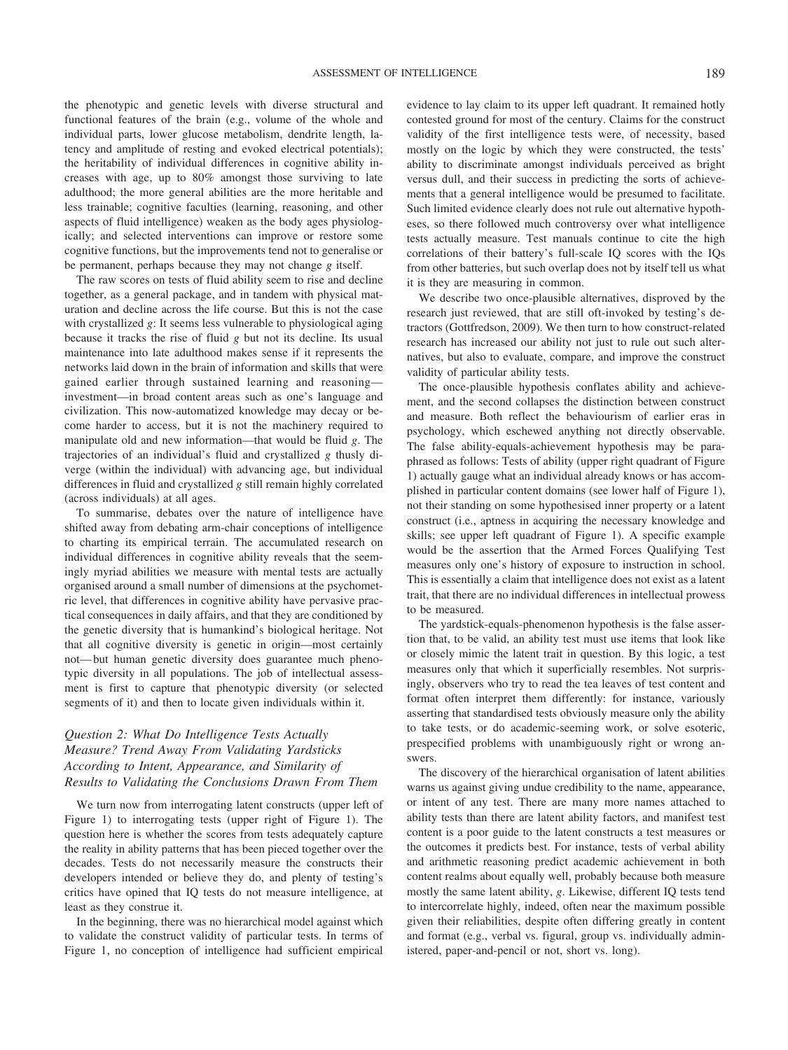the phenotypic and genetic levels with diverse structural and functional features of the brain (e.g., volume of the whole and individual parts, lower glucose metabolism, dendrite length, latency and amplitude of resting and evoked electrical potentials); the heritability of individual differences in cognitive ability increases with age, up to 80% amongst those surviving to late adulthood; the more general abilities are the more heritable and less trainable; cognitive faculties (learning, reasoning, and other aspects of fluid intelligence) weaken as the body ages physiologically; and selected interventions can improve or restore some cognitive functions, but the improvements tend not to generalise or be permanent, perhaps because they may not change *g* itself.

The raw scores on tests of fluid ability seem to rise and decline together, as a general package, and in tandem with physical maturation and decline across the life course. But this is not the case with crystallized *g*: It seems less vulnerable to physiological aging because it tracks the rise of fluid *g* but not its decline. Its usual maintenance into late adulthood makes sense if it represents the networks laid down in the brain of information and skills that were gained earlier through sustained learning and reasoning—investment—in broad content areas such as one's language and civilization. This now-automatized knowledge may decay or become harder to access, but it is not the machinery required to manipulate old and new information—that would be fluid *g*. The trajectories of an individual's fluid and crystallized *g* thusly diverge (within the individual) with advancing age, but individual differences in fluid and crystallized *g* still remain highly correlated (across individuals) at all ages.

To summarise, debates over the nature of intelligence have shifted away from debating arm-chair conceptions of intelligence to charting its empirical terrain. The accumulated research on individual differences in cognitive ability reveals that the seemingly myriad abilities we measure with mental tests are actually organised around a small number of dimensions at the psychometric level, that differences in cognitive ability have pervasive practical consequences in daily affairs, and that they are conditioned by the genetic diversity that is humankind's biological heritage. Not that all cognitive diversity is genetic in origin—most certainly not—but human genetic diversity does guarantee much phenotypic diversity in all populations. The job of intellectual assessment is first to capture that phenotypic diversity (or selected segments of it) and then to locate given individuals within it.

### *Question 2: What Do Intelligence Tests Actually Measure? Trend Away From Validating Yardsticks According to Intent, Appearance, and Similarity of Results to Validating the Conclusions Drawn From Them*

We turn now from interrogating latent constructs (upper left of Figure 1) to interrogating tests (upper right of Figure 1). The question here is whether the scores from tests adequately capture the reality in ability patterns that has been pieced together over the decades. Tests do not necessarily measure the constructs their developers intended or believe they do, and plenty of testing's critics have opined that IQ tests do not measure intelligence, at least as they construe it.

In the beginning, there was no hierarchical model against which to validate the construct validity of particular tests. In terms of Figure 1, no conception of intelligence had sufficient empirical evidence to lay claim to its upper left quadrant. It remained hotly contested ground for most of the century. Claims for the construct validity of the first intelligence tests were, of necessity, based mostly on the logic by which they were constructed, the tests' ability to discriminate amongst individuals perceived as bright versus dull, and their success in predicting the sorts of achievements that a general intelligence would be presumed to facilitate. Such limited evidence clearly does not rule out alternative hypotheses, so there followed much controversy over what intelligence tests actually measure. Test manuals continue to cite the high correlations of their battery's full-scale IQ scores with the IQs from other batteries, but such overlap does not by itself tell us what it is they are measuring in common.

We describe two once-plausible alternatives, disproved by the research just reviewed, that are still oft-invoked by testing's detractors (Gottfredson, 2009). We then turn to how construct-related research has increased our ability not just to rule out such alternatives, but also to evaluate, compare, and improve the construct validity of particular ability tests.

The once-plausible hypothesis conflates ability and achievement, and the second collapses the distinction between construct and measure. Both reflect the behaviourism of earlier eras in psychology, which eschewed anything not directly observable. The false ability-equals-achievement hypothesis may be paraphrased as follows: Tests of ability (upper right quadrant of Figure 1) actually gauge what an individual already knows or has accomplished in particular content domains (see lower half of Figure 1), not their standing on some hypothesised inner property or a latent construct (i.e., aptness in acquiring the necessary knowledge and skills; see upper left quadrant of Figure 1). A specific example would be the assertion that the Armed Forces Qualifying Test measures only one's history of exposure to instruction in school. This is essentially a claim that intelligence does not exist as a latent trait, that there are no individual differences in intellectual prowess to be measured.

The yardstick-equals-phenomenon hypothesis is the false assertion that, to be valid, an ability test must use items that look like or closely mimic the latent trait in question. By this logic, a test measures only that which it superficially resembles. Not surprisingly, observers who try to read the tea leaves of test content and format often interpret them differently: for instance, variously asserting that standardised tests obviously measure only the ability to take tests, or do academic-seeming work, or solve esoteric, prespecified problems with unambiguously right or wrong answers.

The discovery of the hierarchical organisation of latent abilities warns us against giving undue credibility to the name, appearance, or intent of any test. There are many more names attached to ability tests than there are latent ability factors, and manifest test content is a poor guide to the latent constructs a test measures or the outcomes it predicts best. For instance, tests of verbal ability and arithmetic reasoning predict academic achievement in both content realms about equally well, probably because both measure mostly the same latent ability, *g*. Likewise, different IQ tests tend to intercorrelate highly, indeed, often near the maximum possible given their reliabilities, despite often differing greatly in content and format (e.g., verbal vs. figural, group vs. individually administered, paper-and-pencil or not, short vs. long).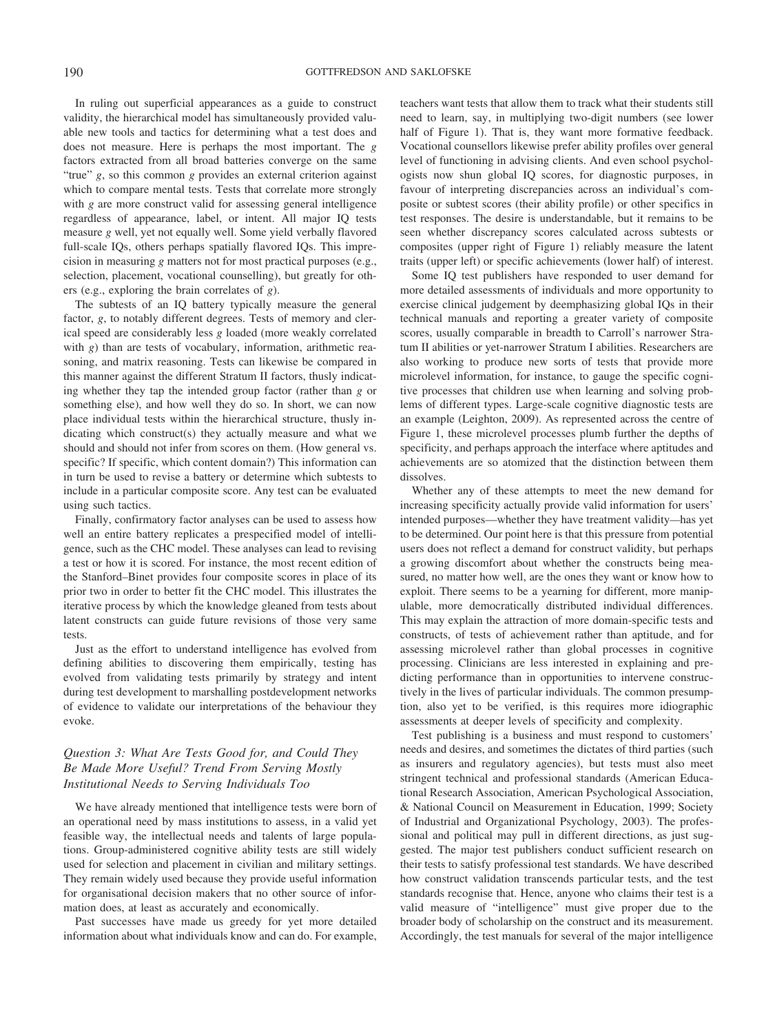In ruling out superficial appearances as a guide to construct validity, the hierarchical model has simultaneously provided valuable new tools and tactics for determining what a test does and does not measure. Here is perhaps the most important. The *g* factors extracted from all broad batteries converge on the same "true" *g*, so this common *g* provides an external criterion against which to compare mental tests. Tests that correlate more strongly with *g* are more construct valid for assessing general intelligence regardless of appearance, label, or intent. All major IQ tests measure *g* well, yet not equally well. Some yield verbally flavored full-scale IQs, others perhaps spatially flavored IQs. This imprecision in measuring *g* matters not for most practical purposes (e.g., selection, placement, vocational counselling), but greatly for others (e.g., exploring the brain correlates of *g*).

The subtests of an IQ battery typically measure the general factor, *g*, to notably different degrees. Tests of memory and clerical speed are considerably less *g* loaded (more weakly correlated with *g*) than are tests of vocabulary, information, arithmetic reasoning, and matrix reasoning. Tests can likewise be compared in this manner against the different Stratum II factors, thusly indicating whether they tap the intended group factor (rather than *g* or something else), and how well they do so. In short, we can now place individual tests within the hierarchical structure, thusly indicating which construct(s) they actually measure and what we should and should not infer from scores on them. (How general vs. specific? If specific, which content domain?) This information can in turn be used to revise a battery or determine which subtests to include in a particular composite score. Any test can be evaluated using such tactics.

Finally, confirmatory factor analyses can be used to assess how well an entire battery replicates a prespecified model of intelligence, such as the CHC model. These analyses can lead to revising a test or how it is scored. For instance, the most recent edition of the Stanford–Binet provides four composite scores in place of its prior two in order to better fit the CHC model. This illustrates the iterative process by which the knowledge gleaned from tests about latent constructs can guide future revisions of those very same tests.

Just as the effort to understand intelligence has evolved from defining abilities to discovering them empirically, testing has evolved from validating tests primarily by strategy and intent during test development to marshalling postdevelopment networks of evidence to validate our interpretations of the behaviour they evoke.

### *Question 3: What Are Tests Good for, and Could They Be Made More Useful? Trend From Serving Mostly Institutional Needs to Serving Individuals Too*

We have already mentioned that intelligence tests were born of an operational need by mass institutions to assess, in a valid yet feasible way, the intellectual needs and talents of large populations. Group-administered cognitive ability tests are still widely used for selection and placement in civilian and military settings. They remain widely used because they provide useful information for organisational decision makers that no other source of information does, at least as accurately and economically.

Past successes have made us greedy for yet more detailed information about what individuals know and can do. For example, teachers want tests that allow them to track what their students still need to learn, say, in multiplying two-digit numbers (see lower half of Figure 1). That is, they want more formative feedback. Vocational counsellors likewise prefer ability profiles over general level of functioning in advising clients. And even school psychologists now shun global IQ scores, for diagnostic purposes, in favour of interpreting discrepancies across an individual's composite or subtest scores (their ability profile) or other specifics in test responses. The desire is understandable, but it remains to be seen whether discrepancy scores calculated across subtests or composites (upper right of Figure 1) reliably measure the latent traits (upper left) or specific achievements (lower half) of interest.

Some IQ test publishers have responded to user demand for more detailed assessments of individuals and more opportunity to exercise clinical judgement by deemphasizing global IQs in their technical manuals and reporting a greater variety of composite scores, usually comparable in breadth to Carroll's narrower Stratum II abilities or yet-narrower Stratum I abilities. Researchers are also working to produce new sorts of tests that provide more microlevel information, for instance, to gauge the specific cognitive processes that children use when learning and solving problems of different types. Large-scale cognitive diagnostic tests are an example (Leighton, 2009). As represented across the centre of Figure 1, these microlevel processes plumb further the depths of specificity, and perhaps approach the interface where aptitudes and achievements are so atomized that the distinction between them dissolves.

Whether any of these attempts to meet the new demand for increasing specificity actually provide valid information for users' intended purposes—whether they have treatment validity—has yet to be determined. Our point here is that this pressure from potential users does not reflect a demand for construct validity, but perhaps a growing discomfort about whether the constructs being measured, no matter how well, are the ones they want or know how to exploit. There seems to be a yearning for different, more manipulable, more democratically distributed individual differences. This may explain the attraction of more domain-specific tests and constructs, of tests of achievement rather than aptitude, and for assessing microlevel rather than global processes in cognitive processing. Clinicians are less interested in explaining and predicting performance than in opportunities to intervene constructively in the lives of particular individuals. The common presumption, also yet to be verified, is this requires more idiographic assessments at deeper levels of specificity and complexity.

Test publishing is a business and must respond to customers' needs and desires, and sometimes the dictates of third parties (such as insurers and regulatory agencies), but tests must also meet stringent technical and professional standards (American Educational Research Association, American Psychological Association, & National Council on Measurement in Education, 1999; Society of Industrial and Organizational Psychology, 2003). The professional and political may pull in different directions, as just suggested. The major test publishers conduct sufficient research on their tests to satisfy professional test standards. We have described how construct validation transcends particular tests, and the test standards recognise that. Hence, anyone who claims their test is a valid measure of "intelligence" must give proper due to the broader body of scholarship on the construct and its measurement. Accordingly, the test manuals for several of the major intelligence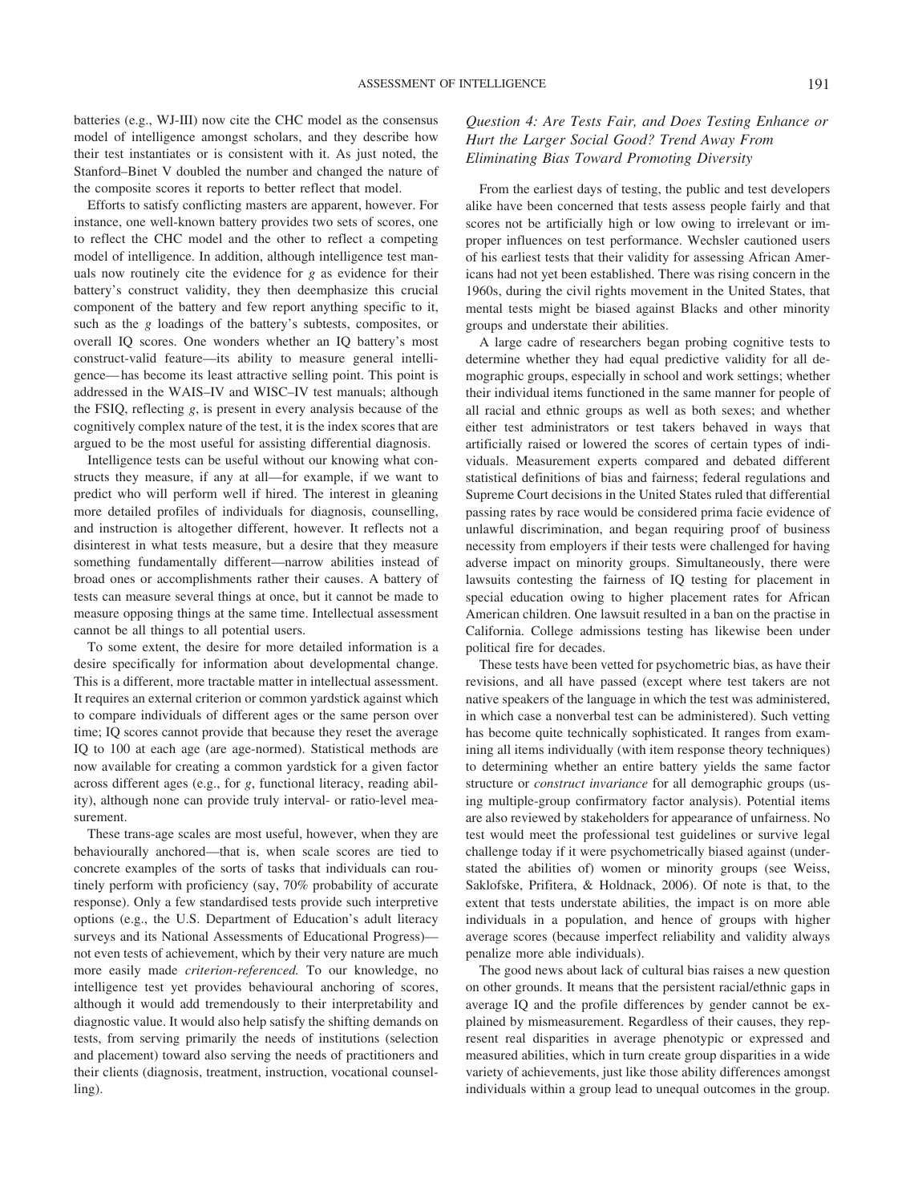batteries (e.g., WJ-III) now cite the CHC model as the consensus model of intelligence amongst scholars, and they describe how their test instantiates or is consistent with it. As just noted, the Stanford–Binet V doubled the number and changed the nature of the composite scores it reports to better reflect that model.

Efforts to satisfy conflicting masters are apparent, however. For instance, one well-known battery provides two sets of scores, one to reflect the CHC model and the other to reflect a competing model of intelligence. In addition, although intelligence test manuals now routinely cite the evidence for *g* as evidence for their battery's construct validity, they then deemphasize this crucial component of the battery and few report anything specific to it, such as the *g* loadings of the battery's subtests, composites, or overall IQ scores. One wonders whether an IQ battery's most construct-valid feature—its ability to measure general intelligence— has become its least attractive selling point. This point is addressed in the WAIS–IV and WISC–IV test manuals; although the FSIQ, reflecting *g*, is present in every analysis because of the cognitively complex nature of the test, it is the index scores that are argued to be the most useful for assisting differential diagnosis.

Intelligence tests can be useful without our knowing what constructs they measure, if any at all—for example, if we want to predict who will perform well if hired. The interest in gleaning more detailed profiles of individuals for diagnosis, counselling, and instruction is altogether different, however. It reflects not a disinterest in what tests measure, but a desire that they measure something fundamentally different—narrow abilities instead of broad ones or accomplishments rather their causes. A battery of tests can measure several things at once, but it cannot be made to measure opposing things at the same time. Intellectual assessment cannot be all things to all potential users.

To some extent, the desire for more detailed information is a desire specifically for information about developmental change. This is a different, more tractable matter in intellectual assessment. It requires an external criterion or common yardstick against which to compare individuals of different ages or the same person over time; IQ scores cannot provide that because they reset the average IQ to 100 at each age (are age-normed). Statistical methods are now available for creating a common yardstick for a given factor across different ages (e.g., for *g*, functional literacy, reading ability), although none can provide truly interval- or ratio-level measurement.

These trans-age scales are most useful, however, when they are behaviourally anchored—that is, when scale scores are tied to concrete examples of the sorts of tasks that individuals can routinely perform with proficiency (say, 70% probability of accurate response). Only a few standardised tests provide such interpretive options (e.g., the U.S. Department of Education's adult literacy surveys and its National Assessments of Educational Progress)— not even tests of achievement, which by their very nature are much more easily made *criterion-referenced.* To our knowledge, no intelligence test yet provides behavioural anchoring of scores, although it would add tremendously to their interpretability and diagnostic value. It would also help satisfy the shifting demands on tests, from serving primarily the needs of institutions (selection and placement) toward also serving the needs of practitioners and their clients (diagnosis, treatment, instruction, vocational counselling).

### *Question 4: Are Tests Fair, and Does Testing Enhance or Hurt the Larger Social Good? Trend Away From Eliminating Bias Toward Promoting Diversity*

From the earliest days of testing, the public and test developers alike have been concerned that tests assess people fairly and that scores not be artificially high or low owing to irrelevant or improper influences on test performance. Wechsler cautioned users of his earliest tests that their validity for assessing African Americans had not yet been established. There was rising concern in the 1960s, during the civil rights movement in the United States, that mental tests might be biased against Blacks and other minority groups and understate their abilities.

A large cadre of researchers began probing cognitive tests to determine whether they had equal predictive validity for all demographic groups, especially in school and work settings; whether their individual items functioned in the same manner for people of all racial and ethnic groups as well as both sexes; and whether either test administrators or test takers behaved in ways that artificially raised or lowered the scores of certain types of individuals. Measurement experts compared and debated different statistical definitions of bias and fairness; federal regulations and Supreme Court decisions in the United States ruled that differential passing rates by race would be considered prima facie evidence of unlawful discrimination, and began requiring proof of business necessity from employers if their tests were challenged for having adverse impact on minority groups. Simultaneously, there were lawsuits contesting the fairness of IQ testing for placement in special education owing to higher placement rates for African American children. One lawsuit resulted in a ban on the practise in California. College admissions testing has likewise been under political fire for decades.

These tests have been vetted for psychometric bias, as have their revisions, and all have passed (except where test takers are not native speakers of the language in which the test was administered, in which case a nonverbal test can be administered). Such vetting has become quite technically sophisticated. It ranges from examining all items individually (with item response theory techniques) to determining whether an entire battery yields the same factor structure or *construct invariance* for all demographic groups (using multiple-group confirmatory factor analysis). Potential items are also reviewed by stakeholders for appearance of unfairness. No test would meet the professional test guidelines or survive legal challenge today if it were psychometrically biased against (understated the abilities of) women or minority groups (see Weiss, Saklofske, Prifitera, & Holdnack, 2006). Of note is that, to the extent that tests understate abilities, the impact is on more able individuals in a population, and hence of groups with higher average scores (because imperfect reliability and validity always penalize more able individuals).

The good news about lack of cultural bias raises a new question on other grounds. It means that the persistent racial/ethnic gaps in average IQ and the profile differences by gender cannot be explained by mismeasurement. Regardless of their causes, they represent real disparities in average phenotypic or expressed and measured abilities, which in turn create group disparities in a wide variety of achievements, just like those ability differences amongst individuals within a group lead to unequal outcomes in the group.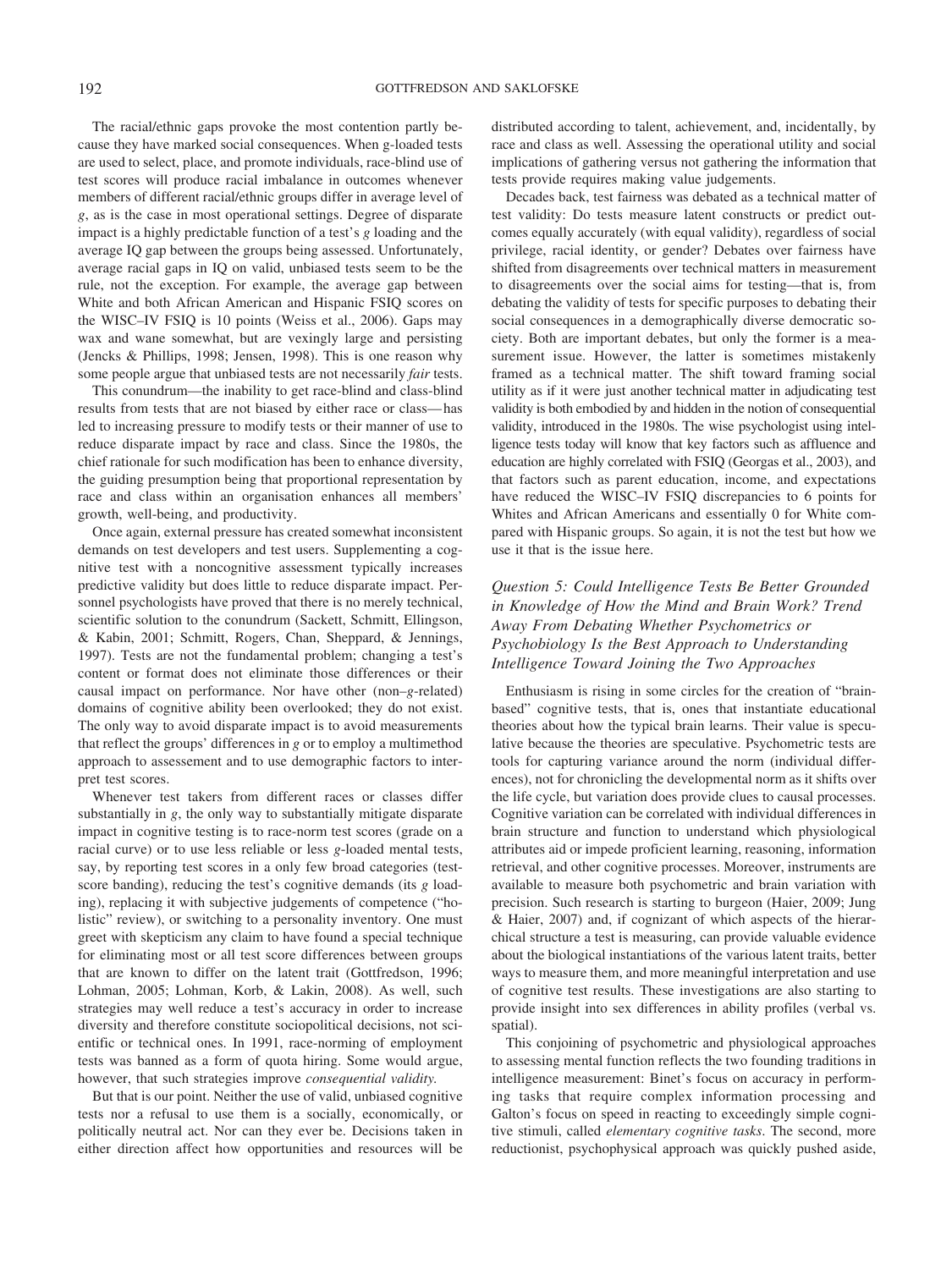The racial/ethnic gaps provoke the most contention partly because they have marked social consequences. When g-loaded tests are used to select, place, and promote individuals, race-blind use of test scores will produce racial imbalance in outcomes whenever members of different racial/ethnic groups differ in average level of *g*, as is the case in most operational settings. Degree of disparate impact is a highly predictable function of a test's *g* loading and the average IQ gap between the groups being assessed. Unfortunately, average racial gaps in IQ on valid, unbiased tests seem to be the rule, not the exception. For example, the average gap between White and both African American and Hispanic FSIQ scores on the WISC–IV FSIQ is 10 points (Weiss et al., 2006). Gaps may wax and wane somewhat, but are vexingly large and persisting (Jencks & Phillips, 1998; Jensen, 1998). This is one reason why some people argue that unbiased tests are not necessarily *fair* tests.

This conundrum—the inability to get race-blind and class-blind results from tests that are not biased by either race or class—has led to increasing pressure to modify tests or their manner of use to reduce disparate impact by race and class. Since the 1980s, the chief rationale for such modification has been to enhance diversity, the guiding presumption being that proportional representation by race and class within an organisation enhances all members' growth, well-being, and productivity.

Once again, external pressure has created somewhat inconsistent demands on test developers and test users. Supplementing a cognitive test with a noncognitive assessment typically increases predictive validity but does little to reduce disparate impact. Personnel psychologists have proved that there is no merely technical, scientific solution to the conundrum (Sackett, Schmitt, Ellingson, & Kabin, 2001; Schmitt, Rogers, Chan, Sheppard, & Jennings, 1997). Tests are not the fundamental problem; changing a test's content or format does not eliminate those differences or their causal impact on performance. Nor have other (non–*g*-related) domains of cognitive ability been overlooked; they do not exist. The only way to avoid disparate impact is to avoid measurements that reflect the groups' differences in *g* or to employ a multimethod approach to assessement and to use demographic factors to interpret test scores.

Whenever test takers from different races or classes differ substantially in *g*, the only way to substantially mitigate disparate impact in cognitive testing is to race-norm test scores (grade on a racial curve) or to use less reliable or less *g*-loaded mental tests, say, by reporting test scores in a only few broad categories (test-score banding), reducing the test's cognitive demands (its *g* loading), replacing it with subjective judgements of competence ("holistic" review), or switching to a personality inventory. One must greet with skepticism any claim to have found a special technique for eliminating most or all test score differences between groups that are known to differ on the latent trait (Gottfredson, 1996; Lohman, 2005; Lohman, Korb, & Lakin, 2008). As well, such strategies may well reduce a test's accuracy in order to increase diversity and therefore constitute sociopolitical decisions, not scientific or technical ones. In 1991, race-norming of employment tests was banned as a form of quota hiring. Some would argue, however, that such strategies improve *consequential validity.*

But that is our point. Neither the use of valid, unbiased cognitive tests nor a refusal to use them is a socially, economically, or politically neutral act. Nor can they ever be. Decisions taken in either direction affect how opportunities and resources will be distributed according to talent, achievement, and, incidentally, by race and class as well. Assessing the operational utility and social implications of gathering versus not gathering the information that tests provide requires making value judgements.

Decades back, test fairness was debated as a technical matter of test validity: Do tests measure latent constructs or predict outcomes equally accurately (with equal validity), regardless of social privilege, racial identity, or gender? Debates over fairness have shifted from disagreements over technical matters in measurement to disagreements over the social aims for testing—that is, from debating the validity of tests for specific purposes to debating their social consequences in a demographically diverse democratic society. Both are important debates, but only the former is a measurement issue. However, the latter is sometimes mistakenly framed as a technical matter. The shift toward framing social utility as if it were just another technical matter in adjudicating test validity is both embodied by and hidden in the notion of consequential validity, introduced in the 1980s. The wise psychologist using intelligence tests today will know that key factors such as affluence and education are highly correlated with FSIQ (Georgas et al., 2003), and that factors such as parent education, income, and expectations have reduced the WISC–IV FSIQ discrepancies to 6 points for Whites and African Americans and essentially 0 for White compared with Hispanic groups. So again, it is not the test but how we use it that is the issue here.

### *Question 5: Could Intelligence Tests Be Better Grounded in Knowledge of How the Mind and Brain Work? Trend Away From Debating Whether Psychometrics or Psychobiology Is the Best Approach to Understanding Intelligence Toward Joining the Two Approaches*

Enthusiasm is rising in some circles for the creation of "brain-based" cognitive tests, that is, ones that instantiate educational theories about how the typical brain learns. Their value is speculative because the theories are speculative. Psychometric tests are tools for capturing variance around the norm (individual differences), not for chronicling the developmental norm as it shifts over the life cycle, but variation does provide clues to causal processes. Cognitive variation can be correlated with individual differences in brain structure and function to understand which physiological attributes aid or impede proficient learning, reasoning, information retrieval, and other cognitive processes. Moreover, instruments are available to measure both psychometric and brain variation with precision. Such research is starting to burgeon (Haier, 2009; Jung & Haier, 2007) and, if cognizant of which aspects of the hierarchical structure a test is measuring, can provide valuable evidence about the biological instantiations of the various latent traits, better ways to measure them, and more meaningful interpretation and use of cognitive test results. These investigations are also starting to provide insight into sex differences in ability profiles (verbal vs. spatial).

This conjoining of psychometric and physiological approaches to assessing mental function reflects the two founding traditions in intelligence measurement: Binet's focus on accuracy in performing tasks that require complex information processing and Galton's focus on speed in reacting to exceedingly simple cognitive stimuli, called *elementary cognitive tasks*. The second, more reductionist, psychophysical approach was quickly pushed aside,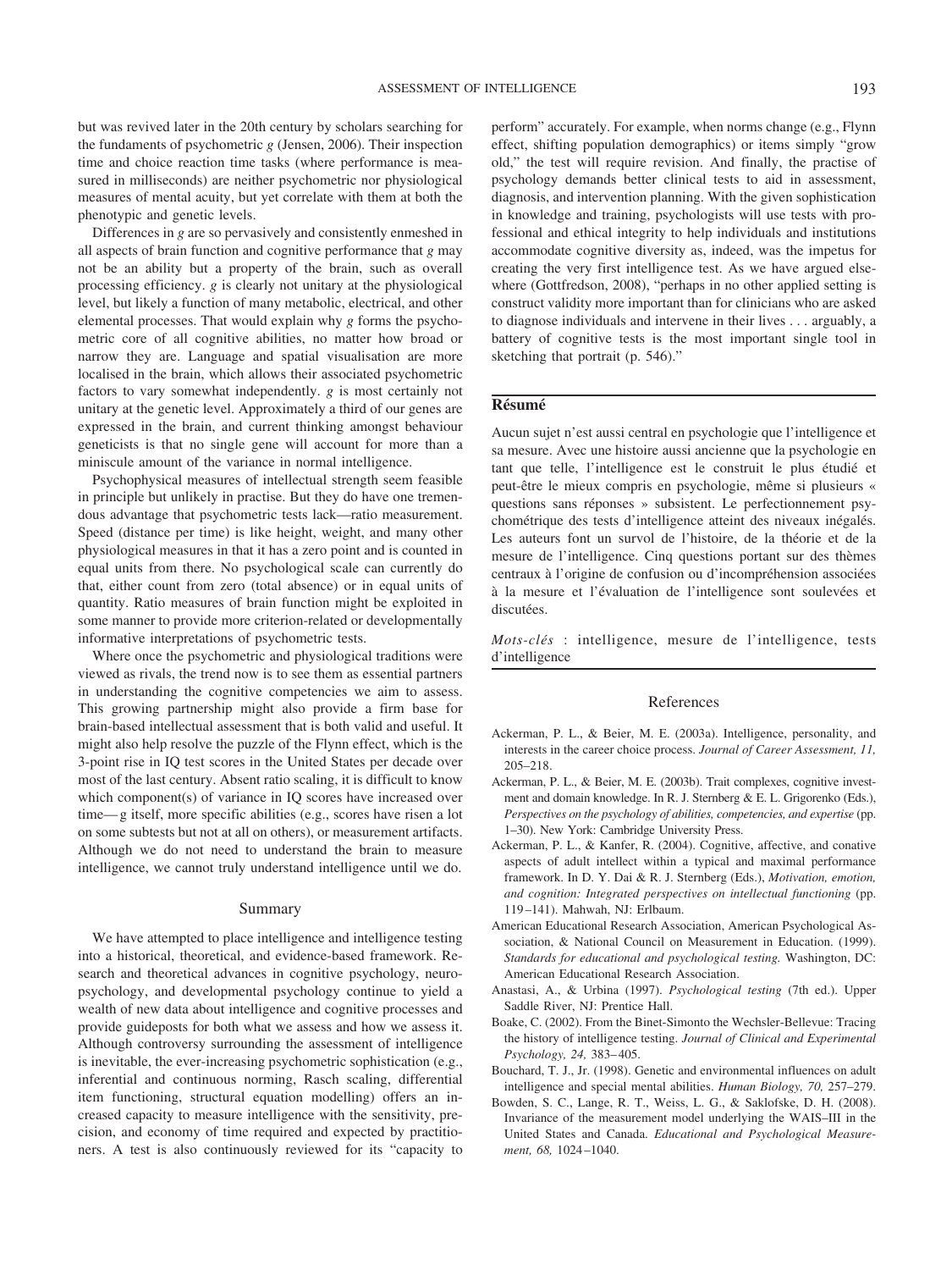but was revived later in the 20th century by scholars searching for the fundaments of psychometric *g* (Jensen, 2006). Their inspection time and choice reaction time tasks (where performance is measured in milliseconds) are neither psychometric nor physiological measures of mental acuity, but yet correlate with them at both the phenotypic and genetic levels.

Differences in *g* are so pervasively and consistently enmeshed in all aspects of brain function and cognitive performance that *g* may not be an ability but a property of the brain, such as overall processing efficiency. *g* is clearly not unitary at the physiological level, but likely a function of many metabolic, electrical, and other elemental processes. That would explain why *g* forms the psychometric core of all cognitive abilities, no matter how broad or narrow they are. Language and spatial visualisation are more localised in the brain, which allows their associated psychometric factors to vary somewhat independently. *g* is most certainly not unitary at the genetic level. Approximately a third of our genes are expressed in the brain, and current thinking amongst behaviour geneticists is that no single gene will account for more than a miniscule amount of the variance in normal intelligence.

Psychophysical measures of intellectual strength seem feasible in principle but unlikely in practise. But they do have one tremendous advantage that psychometric tests lack—ratio measurement. Speed (distance per time) is like height, weight, and many other physiological measures in that it has a zero point and is counted in equal units from there. No psychological scale can currently do that, either count from zero (total absence) or in equal units of quantity. Ratio measures of brain function might be exploited in some manner to provide more criterion-related or developmentally informative interpretations of psychometric tests.

Where once the psychometric and physiological traditions were viewed as rivals, the trend now is to see them as essential partners in understanding the cognitive competencies we aim to assess. This growing partnership might also provide a firm base for brain-based intellectual assessment that is both valid and useful. It might also help resolve the puzzle of the Flynn effect, which is the 3-point rise in IQ test scores in the United States per decade over most of the last century. Absent ratio scaling, it is difficult to know which component(s) of variance in IQ scores have increased over time— g itself, more specific abilities (e.g., scores have risen a lot on some subtests but not at all on others), or measurement artifacts. Although we do not need to understand the brain to measure intelligence, we cannot truly understand intelligence until we do.

## Summary

We have attempted to place intelligence and intelligence testing into a historical, theoretical, and evidence-based framework. Research and theoretical advances in cognitive psychology, neuropsychology, and developmental psychology continue to yield a wealth of new data about intelligence and cognitive processes and provide guideposts for both what we assess and how we assess it. Although controversy surrounding the assessment of intelligence is inevitable, the ever-increasing psychometric sophistication (e.g., inferential and continuous norming, Rasch scaling, differential item functioning, structural equation modelling) offers an increased capacity to measure intelligence with the sensitivity, precision, and economy of time required and expected by practitioners. A test is also continuously reviewed for its "capacity to perform" accurately. For example, when norms change (e.g., Flynn effect, shifting population demographics) or items simply "grow old," the test will require revision. And finally, the practise of psychology demands better clinical tests to aid in assessment, diagnosis, and intervention planning. With the given sophistication in knowledge and training, psychologists will use tests with professional and ethical integrity to help individuals and institutions accommodate cognitive diversity as, indeed, was the impetus for creating the very first intelligence test. As we have argued elsewhere (Gottfredson, 2008), "perhaps in no other applied setting is construct validity more important than for clinicians who are asked to diagnose individuals and intervene in their lives . . . arguably, a battery of cognitive tests is the most important single tool in sketching that portrait (p. 546)."

## Résumé

Aucun sujet n'est aussi central en psychologie que l'intelligence et sa mesure. Avec une histoire aussi ancienne que la psychologie en tant que telle, l'intelligence est le construit le plus étudié et peut-être le mieux compris en psychologie, même si plusieurs « questions sans réponses » subsistent. Le perfectionnement psychométrique des tests d'intelligence atteint des niveaux inégalés. Les auteurs font un survol de l'histoire, de la théorie et de la mesure de l'intelligence. Cinq questions portant sur des thèmes centraux à l'origine de confusion ou d'incompréhension associées à la mesure et l'évaluation de l'intelligence sont soulevées et discutées.

*Mots-clés* : intelligence, mesure de l'intelligence, tests d'intelligence

## References

Ackerman, P. L., & Beier, M. E. (2003a). Intelligence, personality, and interests in the career choice process. *Journal of Career Assessment, 11,* 205–218.

Ackerman, P. L., & Beier, M. E. (2003b). Trait complexes, cognitive investment and domain knowledge. In R. J. Sternberg & E. L. Grigorenko (Eds.), *Perspectives on the psychology of abilities, competencies, and expertise* (pp. 1–30). New York: Cambridge University Press.

Ackerman, P. L., & Kanfer, R. (2004). Cognitive, affective, and conative aspects of adult intellect within a typical and maximal performance framework. In D. Y. Dai & R. J. Sternberg (Eds.), *Motivation, emotion, and cognition: Integrated perspectives on intellectual functioning* (pp. 119–141). Mahwah, NJ: Erlbaum.

American Educational Research Association, American Psychological Association, & National Council on Measurement in Education. (1999). *Standards for educational and psychological testing.* Washington, DC: American Educational Research Association.

Anastasi, A., & Urbina (1997). *Psychological testing* (7th ed.). Upper Saddle River, NJ: Prentice Hall.

Boake, C. (2002). From the Binet-Simonto the Wechsler-Bellevue: Tracing the history of intelligence testing. *Journal of Clinical and Experimental Psychology, 24,* 383–405.

Bouchard, T. J., Jr. (1998). Genetic and environmental influences on adult intelligence and special mental abilities. *Human Biology, 70,* 257–279.

Bowden, S. C., Lange, R. T., Weiss, L. G., & Saklofske, D. H. (2008). Invariance of the measurement model underlying the WAIS–III in the United States and Canada. *Educational and Psychological Measurement, 68,* 1024–1040.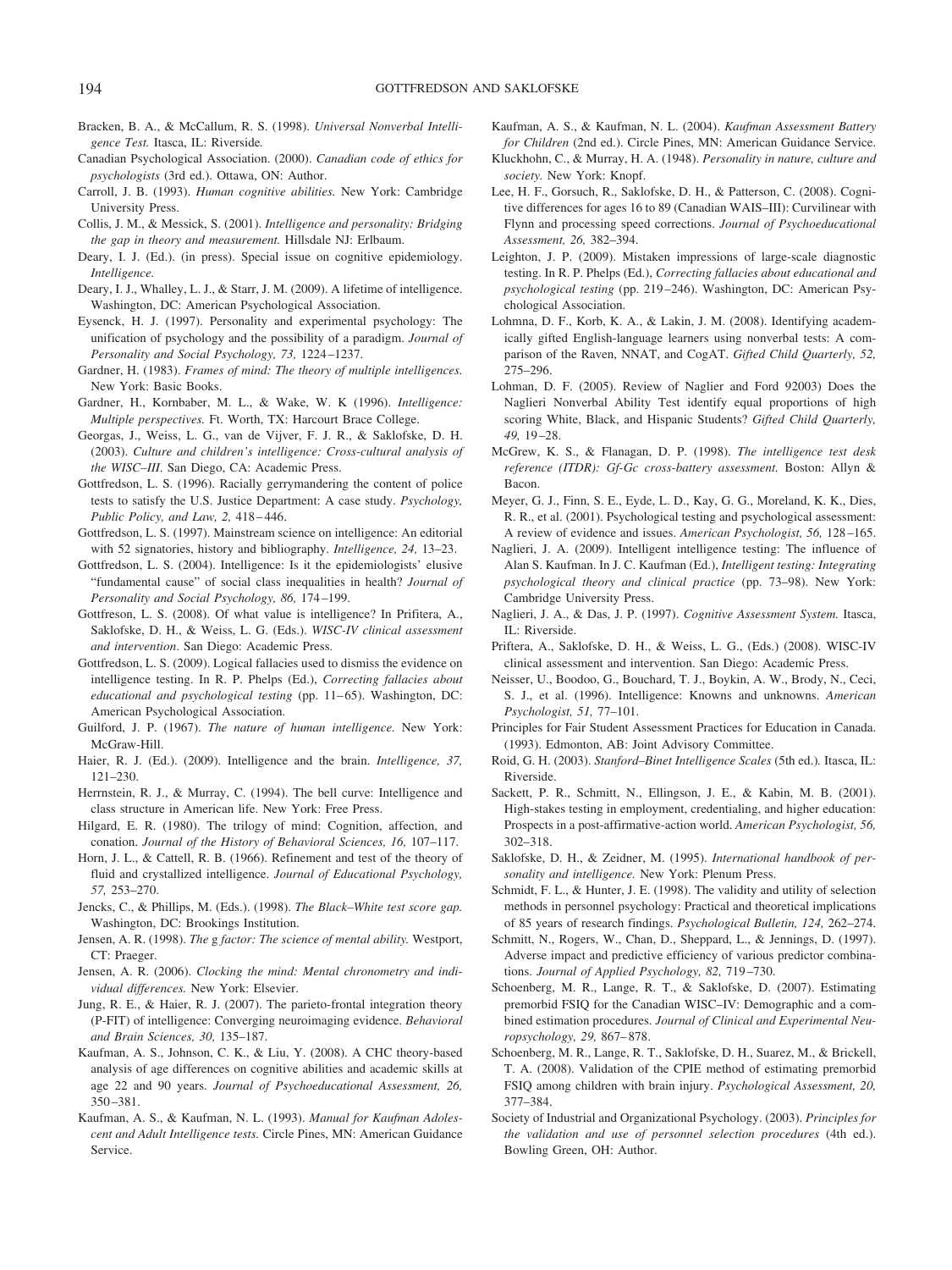Bracken, B. A., & McCallum, R. S. (1998). *Universal Nonverbal Intelligence Test.* Itasca, IL: Riverside.

Canadian Psychological Association. (2000). *Canadian code of ethics for psychologists* (3rd ed.). Ottawa, ON: Author.

Carroll, J. B. (1993). *Human cognitive abilities.* New York: Cambridge University Press.

Collis, J. M., & Messick, S. (2001). *Intelligence and personality: Bridging the gap in theory and measurement.* Hillsdale NJ: Erlbaum.

Deary, I. J. (Ed.). (in press). Special issue on cognitive epidemiology. *Intelligence.*

Deary, I. J., Whalley, L. J., & Starr, J. M. (2009). A lifetime of intelligence. Washington, DC: American Psychological Association.

Eysenck, H. J. (1997). Personality and experimental psychology: The unification of psychology and the possibility of a paradigm. *Journal of Personality and Social Psychology, 73,* 1224–1237.

Gardner, H. (1983). *Frames of mind: The theory of multiple intelligences.* New York: Basic Books.

Gardner, H., Kornbaber, M. L., & Wake, W. K (1996). *Intelligence: Multiple perspectives.* Ft. Worth, TX: Harcourt Brace College.

Georgas, J., Weiss, L. G., van de Vijver, F. J. R., & Saklofske, D. H. (2003). *Culture and children's intelligence: Cross-cultural analysis of the WISC–III*. San Diego, CA: Academic Press.

Gottfredson, L. S. (1996). Racially gerrymandering the content of police tests to satisfy the U.S. Justice Department: A case study. *Psychology, Public Policy, and Law, 2,* 418–446.

Gottfredson, L. S. (1997). Mainstream science on intelligence: An editorial with 52 signatories, history and bibliography. *Intelligence, 24,* 13–23.

Gottfredson, L. S. (2004). Intelligence: Is it the epidemiologists' elusive "fundamental cause" of social class inequalities in health? *Journal of Personality and Social Psychology, 86,* 174–199.

Gottfreson, L. S. (2008). Of what value is intelligence? In Prifitera, A., Saklofske, D. H., & Weiss, L. G. (Eds.). *WISC-IV clinical assessment and intervention*. San Diego: Academic Press.

Gottfredson, L. S. (2009). Logical fallacies used to dismiss the evidence on intelligence testing. In R. P. Phelps (Ed.), *Correcting fallacies about educational and psychological testing* (pp. 11–65). Washington, DC: American Psychological Association.

Guilford, J. P. (1967). *The nature of human intelligence.* New York: McGraw-Hill.

Haier, R. J. (Ed.). (2009). Intelligence and the brain. *Intelligence, 37,* 121–230.

Herrnstein, R. J., & Murray, C. (1994). The bell curve: Intelligence and class structure in American life. New York: Free Press.

Hilgard, E. R. (1980). The trilogy of mind: Cognition, affection, and conation. *Journal of the History of Behavioral Sciences, 16,* 107–117.

Horn, J. L., & Cattell, R. B. (1966). Refinement and test of the theory of fluid and crystallized intelligence. *Journal of Educational Psychology, 57,* 253–270.

Jencks, C., & Phillips, M. (Eds.). (1998). *The Black–White test score gap.* Washington, DC: Brookings Institution.

Jensen, A. R. (1998). *The* g *factor: The science of mental ability.* Westport, CT: Praeger.

Jensen, A. R. (2006). *Clocking the mind: Mental chronometry and individual differences.* New York: Elsevier.

Jung, R. E., & Haier, R. J. (2007). The parieto-frontal integration theory (P-FIT) of intelligence: Converging neuroimaging evidence. *Behavioral and Brain Sciences, 30,* 135–187.

Kaufman, A. S., Johnson, C. K., & Liu, Y. (2008). A CHC theory-based analysis of age differences on cognitive abilities and academic skills at age 22 and 90 years. *Journal of Psychoeducational Assessment, 26,* 350–381.

Kaufman, A. S., & Kaufman, N. L. (1993). *Manual for Kaufman Adolescent and Adult Intelligence tests.* Circle Pines, MN: American Guidance Service.

Kaufman, A. S., & Kaufman, N. L. (2004). *Kaufman Assessment Battery for Children* (2nd ed.). Circle Pines, MN: American Guidance Service.

Kluckhohn, C., & Murray, H. A. (1948). *Personality in nature, culture and society.* New York: Knopf.

Lee, H. F., Gorsuch, R., Saklofske, D. H., & Patterson, C. (2008). Cognitive differences for ages 16 to 89 (Canadian WAIS–III): Curvilinear with Flynn and processing speed corrections. *Journal of Psychoeducational Assessment, 26,* 382–394.

Leighton, J. P. (2009). Mistaken impressions of large-scale diagnostic testing. In R. P. Phelps (Ed.), *Correcting fallacies about educational and psychological testing* (pp. 219–246). Washington, DC: American Psychological Association.

Lohmna, D. F., Korb, K. A., & Lakin, J. M. (2008). Identifying academically gifted English-language learners using nonverbal tests: A comparison of the Raven, NNAT, and CogAT. *Gifted Child Quarterly, 52,* 275–296.

Lohman, D. F. (2005). Review of Naglier and Ford 92003) Does the Naglieri Nonverbal Ability Test identify equal proportions of high scoring White, Black, and Hispanic Students? *Gifted Child Quarterly, 49,* 19–28.

McGrew, K. S., & Flanagan, D. P. (1998). *The intelligence test desk reference (ITDR): Gf-Gc cross-battery assessment.* Boston: Allyn & Bacon.

Meyer, G. J., Finn, S. E., Eyde, L. D., Kay, G. G., Moreland, K. K., Dies, R. R., et al. (2001). Psychological testing and psychological assessment: A review of evidence and issues. *American Psychologist, 56,* 128–165.

Naglieri, J. A. (2009). Intelligent intelligence testing: The influence of Alan S. Kaufman. In J. C. Kaufman (Ed.), *Intelligent testing: Integrating psychological theory and clinical practice* (pp. 73–98). New York: Cambridge University Press.

Naglieri, J. A., & Das, J. P. (1997). *Cognitive Assessment System.* Itasca, IL: Riverside.

Priftera, A., Saklofske, D. H., & Weiss, L. G., (Eds.) (2008). WISC-IV clinical assessment and intervention. San Diego: Academic Press.

Neisser, U., Boodoo, G., Bouchard, T. J., Boykin, A. W., Brody, N., Ceci, S. J., et al. (1996). Intelligence: Knowns and unknowns. *American Psychologist, 51,* 77–101.

Principles for Fair Student Assessment Practices for Education in Canada. (1993). Edmonton, AB: Joint Advisory Committee.

Roid, G. H. (2003). *Stanford–Binet Intelligence Scales* (5th ed.). Itasca, IL: Riverside.

Sackett, P. R., Schmitt, N., Ellingson, J. E., & Kabin, M. B. (2001). High-stakes testing in employment, credentialing, and higher education: Prospects in a post-affirmative-action world. *American Psychologist, 56,* 302–318.

Saklofske, D. H., & Zeidner, M. (1995). *International handbook of personality and intelligence.* New York: Plenum Press.

Schmidt, F. L., & Hunter, J. E. (1998). The validity and utility of selection methods in personnel psychology: Practical and theoretical implications of 85 years of research findings. *Psychological Bulletin, 124,* 262–274.

Schmitt, N., Rogers, W., Chan, D., Sheppard, L., & Jennings, D. (1997). Adverse impact and predictive efficiency of various predictor combinations. *Journal of Applied Psychology, 82,* 719–730.

Schoenberg, M. R., Lange, R. T., & Saklofske, D. (2007). Estimating premorbid FSIQ for the Canadian WISC–IV: Demographic and a combined estimation procedures. *Journal of Clinical and Experimental Neuropsychology, 29,* 867–878.

Schoenberg, M. R., Lange, R. T., Saklofske, D. H., Suarez, M., & Brickell, T. A. (2008). Validation of the CPIE method of estimating premorbid FSIQ among children with brain injury. *Psychological Assessment, 20,* 377–384.

Society of Industrial and Organizational Psychology. (2003). *Principles for the validation and use of personnel selection procedures* (4th ed.). Bowling Green, OH: Author.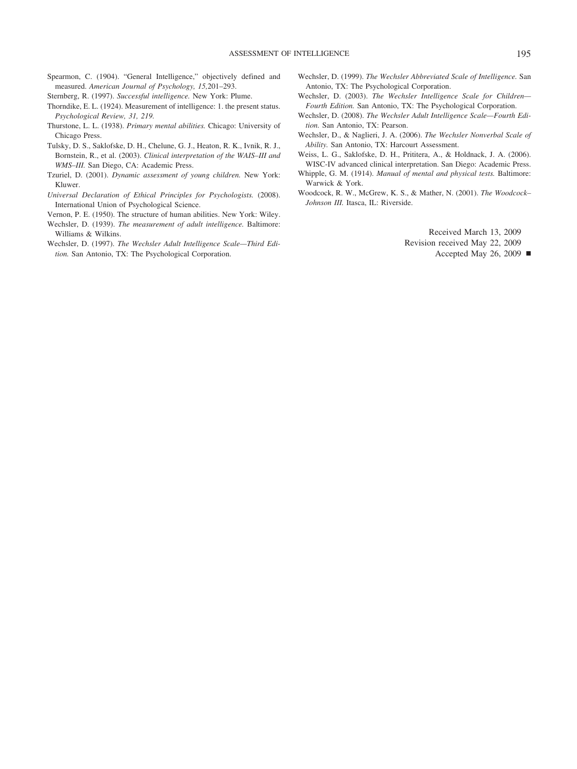Spearmon, C. (1904). "General Intelligence," objectively defined and measured. *American Journal of Psychology, 15,*201–293.

Sternberg, R. (1997). *Successful intelligence.* New York: Plume.

Thorndike, E. L. (1924). Measurement of intelligence: 1. the present status. *Psychological Review, 31, 219.*

Thurstone, L. L. (1938). *Primary mental abilities.* Chicago: University of Chicago Press.

Tulsky, D. S., Saklofske, D. H., Chelune, G. J., Heaton, R. K., Ivnik, R. J., Bornstein, R., et al. (2003). *Clinical interpretation of the WAIS–III and WMS–III.* San Diego, CA: Academic Press.

Tzuriel, D. (2001). *Dynamic assessment of young children.* New York: Kluwer.

*Universal Declaration of Ethical Principles for Psychologists.* (2008). International Union of Psychological Science.

Vernon, P. E. (1950). The structure of human abilities. New York: Wiley.

Wechsler, D. (1939). *The measurement of adult intelligence.* Baltimore: Williams & Wilkins.

Wechsler, D. (1997). *The Wechsler Adult Intelligence Scale—Third Edition.* San Antonio, TX: The Psychological Corporation.

Wechsler, D. (1999). *The Wechsler Abbreviated Scale of Intelligence.* San Antonio, TX: The Psychological Corporation.

Wechsler, D. (2003). *The Wechsler Intelligence Scale for Children—Fourth Edition.* San Antonio, TX: The Psychological Corporation.

Wechsler, D. (2008). *The Wechsler Adult Intelligence Scale—Fourth Edition.* San Antonio, TX: Pearson.

Wechsler, D., & Naglieri, J. A. (2006). *The Wechsler Nonverbal Scale of Ability.* San Antonio, TX: Harcourt Assessment.

Weiss, L. G., Saklofske, D. H., Prititera, A., & Holdnack, J. A. (2006). WISC-IV advanced clinical interpretation. San Diego: Academic Press.

Whipple, G. M. (1914). *Manual of mental and physical tests.* Baltimore: Warwick & York.

Woodcock, R. W., McGrew, K. S., & Mather, N. (2001). *The Woodcock–Johnson III.* Itasca, IL: Riverside.

Received March 13, 2009
Revision received May 22, 2009
Accepted May 26, 2009 ■